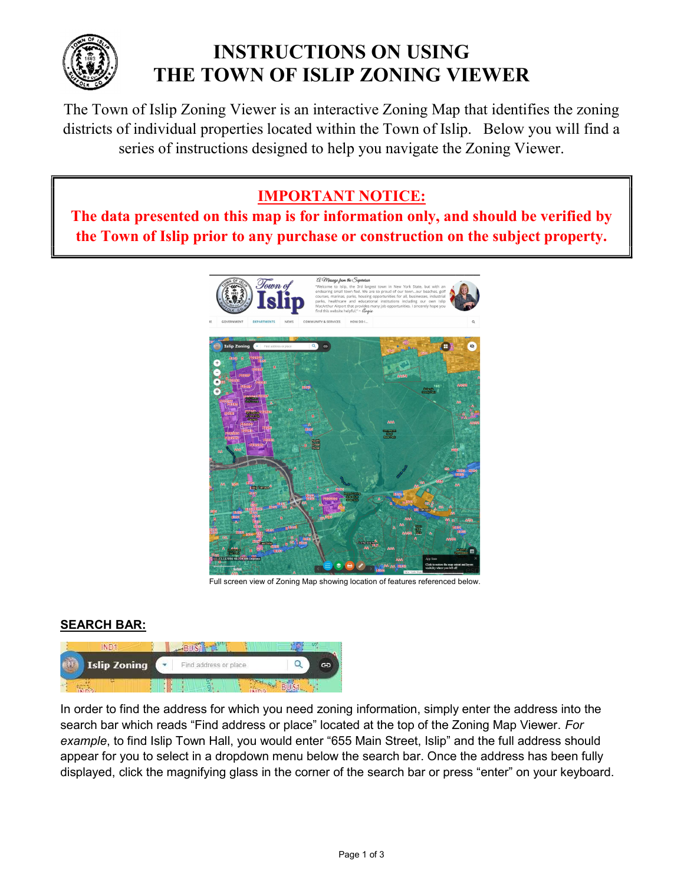# INSTRUCTIONS ON USING THE TOWN OF ISLIP ZONING VIEWER

The Town of Islip Zoning Viewer is an interactive Zoning Map that identifies the zoning districts of individual properties located within the Town of Islip. Below you will find a series of instructions designed to help you navigate the Zoning Viewer.

**IMPORTANT NOTICE:**

**The data presented on this map is for information only, and should be verified by the Town of Islip prior to any purchase or construction on the subject property.**

Full screen view of Zoning Map showing location of features referenced below.

## SEARCH BAR:

In order to find the address for which you need zoning information, simply enter the address into the search bar which reads "Find address or place" located at the top of the Zoning Map Viewer. *For example*, to find Islip Town Hall, you would enter "655 Main Street, Islip" and the full address should appear for you to select in a dropdown menu below the search bar. Once the address has been fully displayed, click the magnifying glass in the corner of the search bar or press "enter" on your keyboard.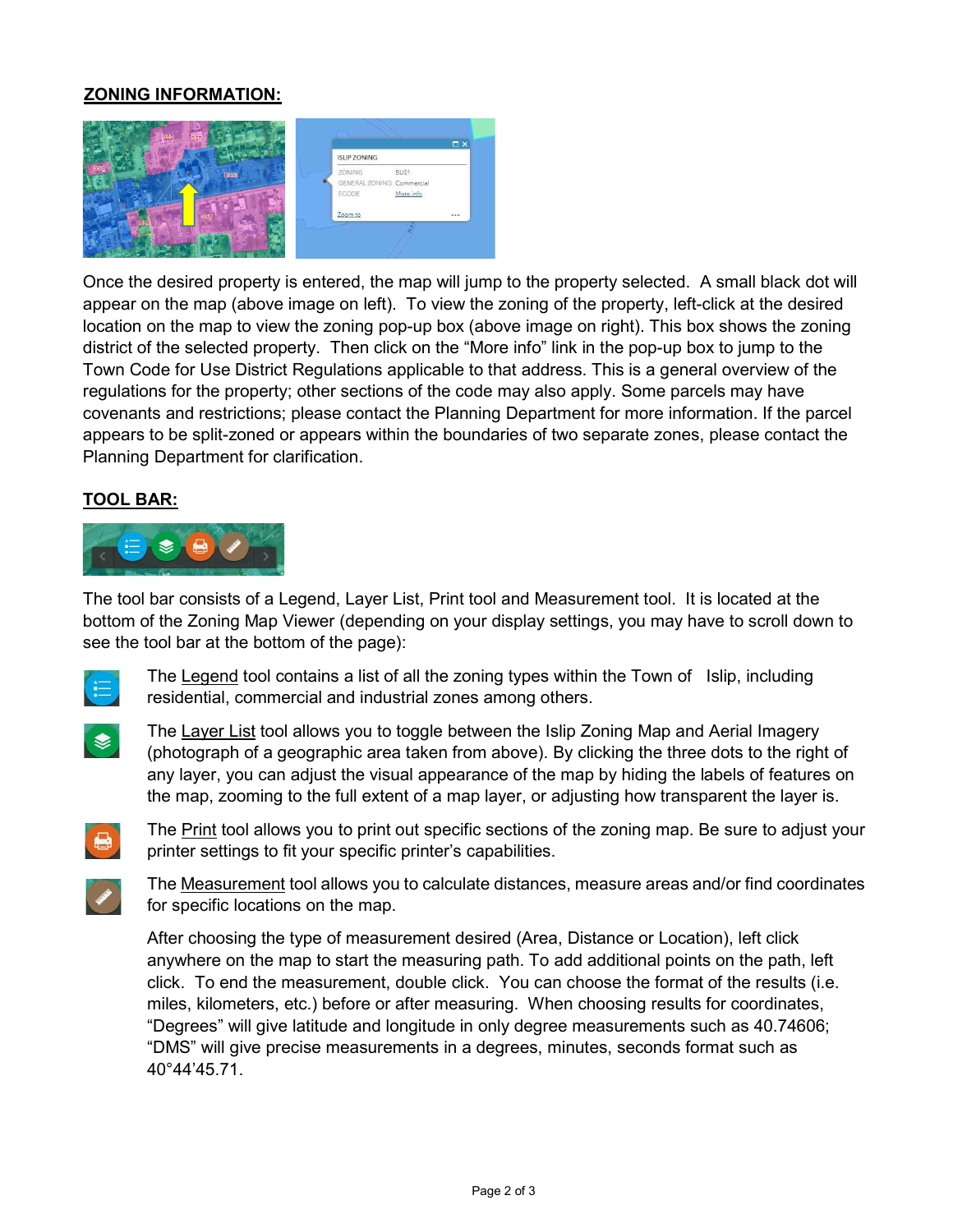## ZONING INFORMATION:

Once the desired property is entered, the map will jump to the property selected. A small black dot will appear on the map (above image on left). To view the zoning of the property, left-click at the desired location on the map to view the zoning pop-up box (above image on right). This box shows the zoning district of the selected property. Then click on the "More info" link in the pop-up box to jump to the Town Code for Use District Regulations applicable to that address. This is a general overview of the regulations for the property; other sections of the code may also apply. Some parcels may have covenants and restrictions; please contact the Planning Department for more information. If the parcel appears to be split-zoned or appears within the boundaries of two separate zones, please contact the Planning Department for clarification.

## TOOL BAR:

The tool bar consists of a Legend, Layer List, Print tool and Measurement tool. It is located at the bottom of the Zoning Map Viewer (depending on your display settings, you may have to scroll down to see the tool bar at the bottom of the page):

The Legend tool contains a list of all the zoning types within the Town of Islip, including residential, commercial and industrial zones among others.

The Layer List tool allows you to toggle between the Islip Zoning Map and Aerial Imagery (photograph of a geographic area taken from above). By clicking the three dots to the right of any layer, you can adjust the visual appearance of the map by hiding the labels of features on the map, zooming to the full extent of a map layer, or adjusting how transparent the layer is.

The Print tool allows you to print out specific sections of the zoning map. Be sure to adjust your printer settings to fit your specific printer's capabilities.

The Measurement tool allows you to calculate distances, measure areas and/or find coordinates for specific locations on the map.

After choosing the type of measurement desired (Area, Distance or Location), left click anywhere on the map to start the measuring path. To add additional points on the path, left click. To end the measurement, double click. You can choose the format of the results (i.e. miles, kilometers, etc.) before or after measuring. When choosing results for coordinates, "Degrees" will give latitude and longitude in only degree measurements such as 40.74606; "DMS" will give precise measurements in a degrees, minutes, seconds format such as 40°44'45.71.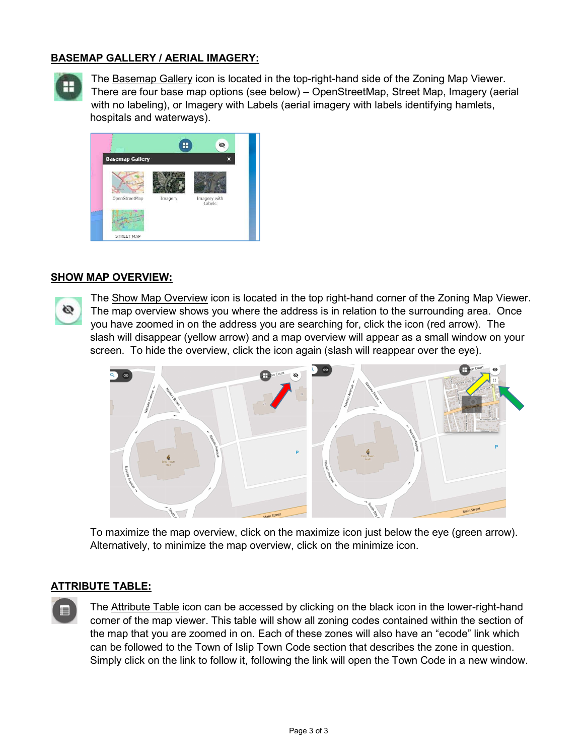## BASEMAP GALLERY / AERIAL IMAGERY:

The Basemap Gallery icon is located in the top-right-hand side of the Zoning Map Viewer. There are four base map options (see below) – OpenStreetMap, Street Map, Imagery (aerial with no labeling), or Imagery with Labels (aerial imagery with labels identifying hamlets, hospitals and waterways).

## SHOW MAP OVERVIEW:

The Show Map Overview icon is located in the top right-hand corner of the Zoning Map Viewer. The map overview shows you where the address is in relation to the surrounding area. Once you have zoomed in on the address you are searching for, click the icon (red arrow). The slash will disappear (yellow arrow) and a map overview will appear as a small window on your screen. To hide the overview, click the icon again (slash will reappear over the eye).

To maximize the map overview, click on the maximize icon just below the eye (green arrow). Alternatively, to minimize the map overview, click on the minimize icon.

## ATTRIBUTE TABLE:

The Attribute Table icon can be accessed by clicking on the black icon in the lower-right-hand corner of the map viewer. This table will show all zoning codes contained within the section of the map that you are zoomed in on. Each of these zones will also have an "ecode" link which can be followed to the Town of Islip Town Code section that describes the zone in question. Simply click on the link to follow it, following the link will open the Town Code in a new window.